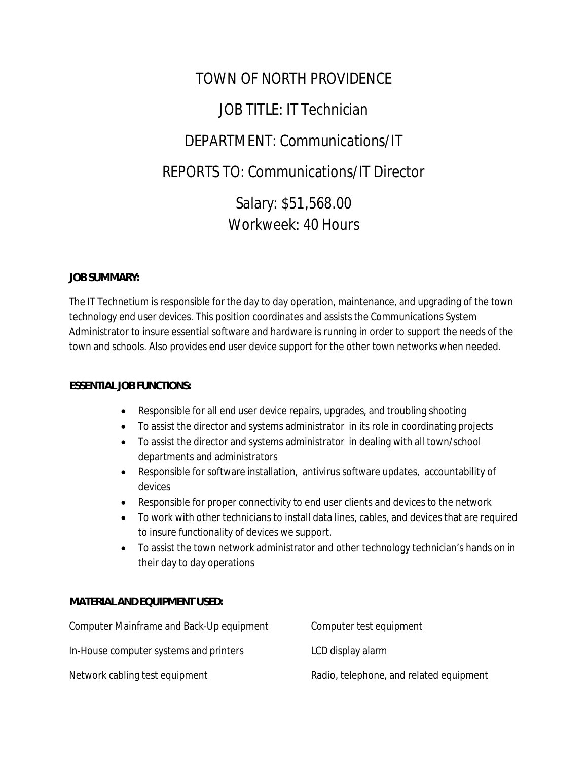# TOWN OF NORTH PROVIDENCE

## JOB TITLE: IT Technician

## DEPARTMENT: Communications/IT

## REPORTS TO: Communications/IT Director

## Salary: $51,568.00
## Workweek: 40 Hours

**JOB SUMMARY:**

The IT Technetium is responsible for the day to day operation, maintenance, and upgrading of the town technology end user devices. This position coordinates and assists the Communications System Administrator to insure essential software and hardware is running in order to support the needs of the town and schools. Also provides end user device support for the other town networks when needed.

**ESSENTIAL JOB FUNCTIONS:**

- Responsible for all end user device repairs, upgrades, and troubling shooting
- To assist the director and systems administrator in its role in coordinating projects
- To assist the director and systems administrator in dealing with all town/school departments and administrators
- Responsible for software installation, antivirus software updates, accountability of devices
- Responsible for proper connectivity to end user clients and devices to the network
- To work with other technicians to install data lines, cables, and devices that are required to insure functionality of devices we support.
- To assist the town network administrator and other technology technician's hands on in their day to day operations

**MATERIAL AND EQUIPMENT USED:**

Computer Mainframe and Back-Up equipment

Computer test equipment

In-House computer systems and printers

LCD display alarm

Network cabling test equipment

Radio, telephone, and related equipment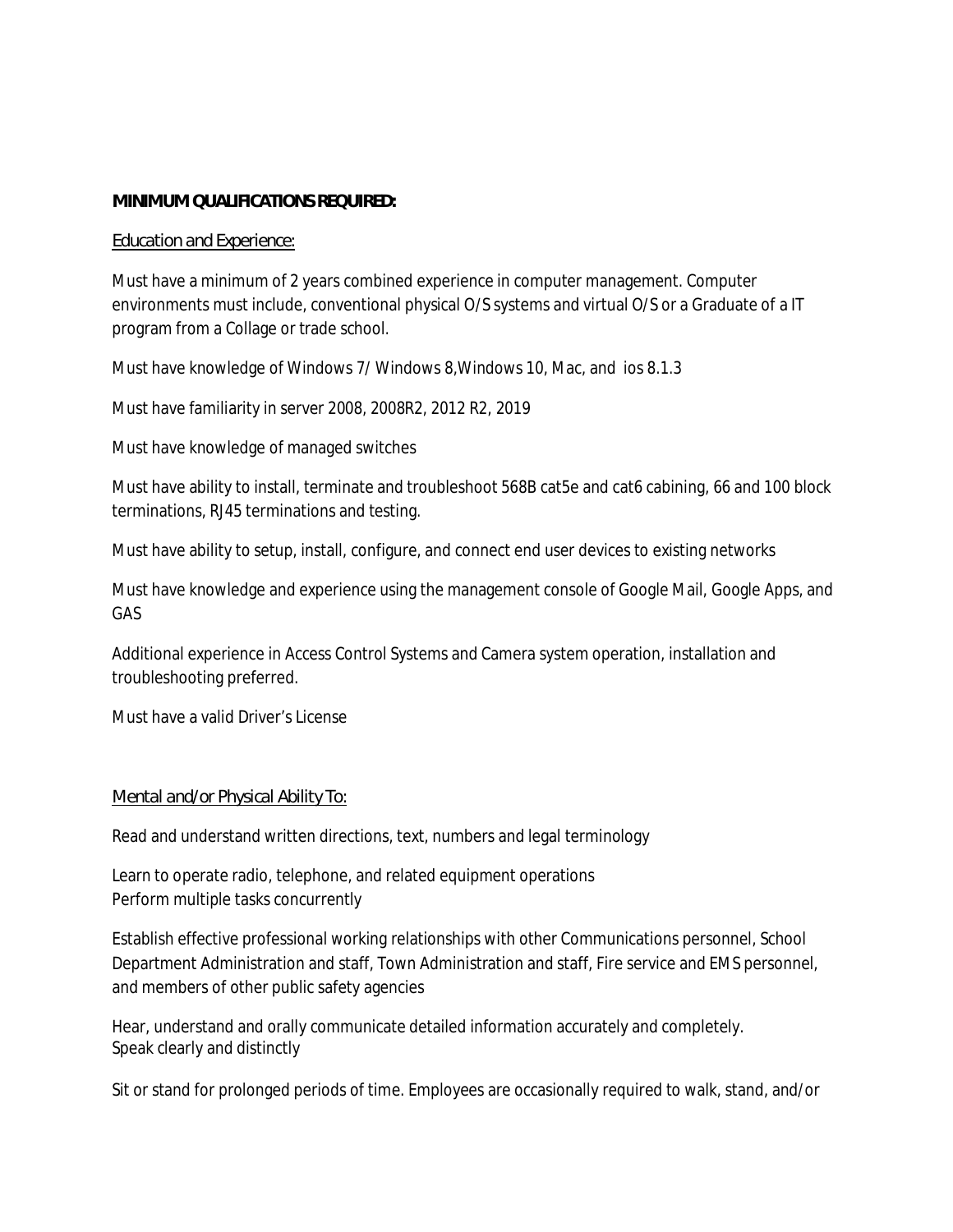**MINIMUM QUALIFICATIONS REQUIRED:**

Education and Experience:

Must have a minimum of 2 years combined experience in computer management. Computer environments must include, conventional physical O/S systems and virtual O/S or a Graduate of a IT program from a Collage or trade school.

Must have knowledge of Windows 7/ Windows 8,Windows 10, Mac, and ios 8.1.3

Must have familiarity in server 2008, 2008R2, 2012 R2, 2019

Must have knowledge of managed switches

Must have ability to install, terminate and troubleshoot 568B cat5e and cat6 cabining, 66 and 100 block terminations, RJ45 terminations and testing.

Must have ability to setup, install, configure, and connect end user devices to existing networks

Must have knowledge and experience using the management console of Google Mail, Google Apps, and GAS

Additional experience in Access Control Systems and Camera system operation, installation and troubleshooting preferred.

Must have a valid Driver's License

Mental and/or Physical Ability To:

Read and understand written directions, text, numbers and legal terminology

Learn to operate radio, telephone, and related equipment operations
Perform multiple tasks concurrently

Establish effective professional working relationships with other Communications personnel, School Department Administration and staff, Town Administration and staff, Fire service and EMS personnel, and members of other public safety agencies

Hear, understand and orally communicate detailed information accurately and completely.
Speak clearly and distinctly

Sit or stand for prolonged periods of time. Employees are occasionally required to walk, stand, and/or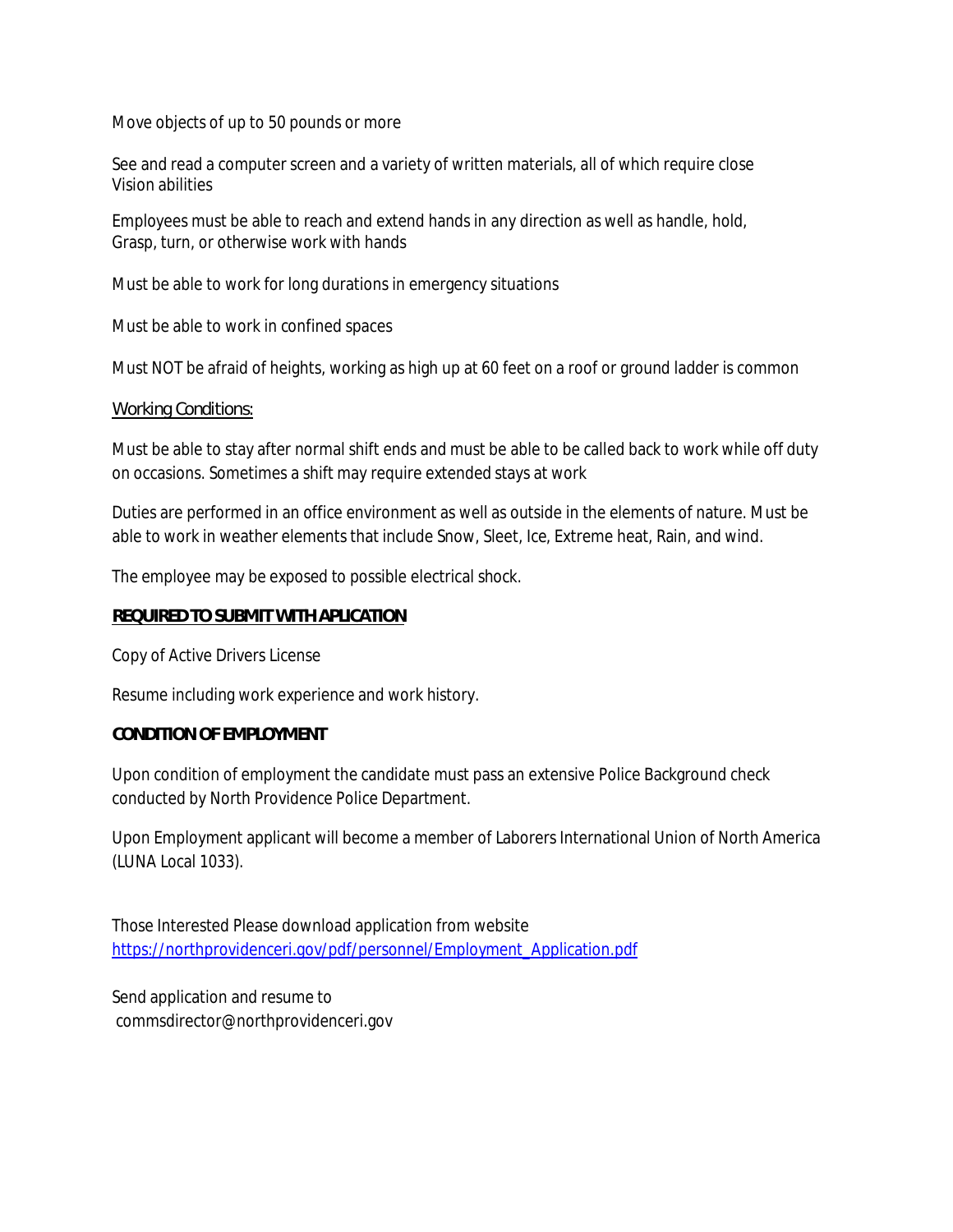Move objects of up to 50 pounds or more

See and read a computer screen and a variety of written materials, all of which require close Vision abilities

Employees must be able to reach and extend hands in any direction as well as handle, hold, Grasp, turn, or otherwise work with hands

Must be able to work for long durations in emergency situations

Must be able to work in confined spaces

Must NOT be afraid of heights, working as high up at 60 feet on a roof or ground ladder is common

## Working Conditions:

Must be able to stay after normal shift ends and must be able to be called back to work while off duty on occasions. Sometimes a shift may require extended stays at work

Duties are performed in an office environment as well as outside in the elements of nature. Must be able to work in weather elements that include Snow, Sleet, Ice, Extreme heat, Rain, and wind.

The employee may be exposed to possible electrical shock.

## REQUIRED TO SUBMIT WITH APLICATION

Copy of Active Drivers License

Resume including work experience and work history.

## CONDITION OF EMPLOYMENT

Upon condition of employment the candidate must pass an extensive Police Background check conducted by North Providence Police Department.

Upon Employment applicant will become a member of Laborers International Union of North America (LUNA Local 1033).

Those Interested Please download application from website
https://northprovidenceri.gov/pdf/personnel/Employment_Application.pdf

Send application and resume to
commsdirector@northprovidenceri.gov